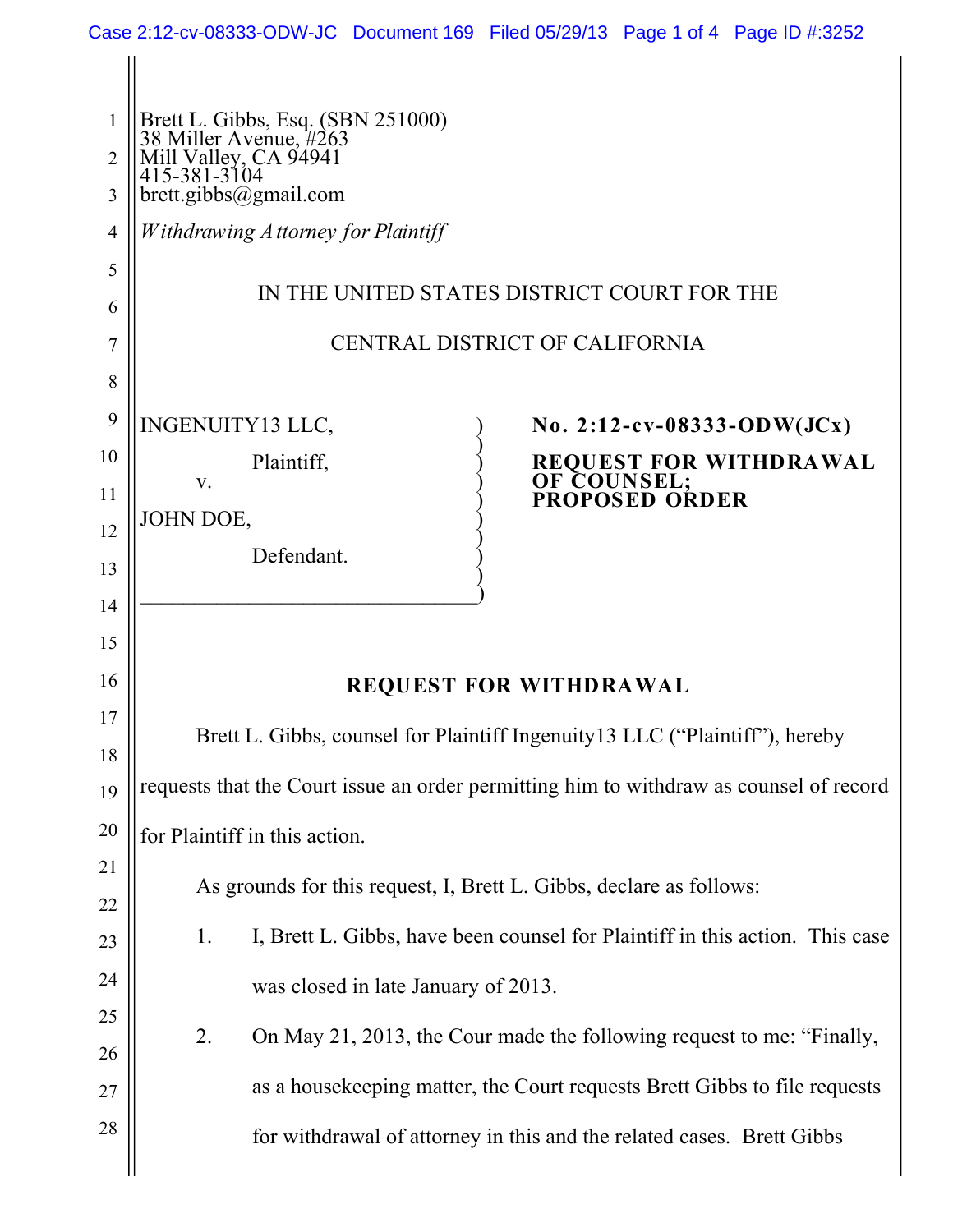Brett L. Gibbs, Esq. (SBN 251000)
38 Miller Avenue, #263
Mill Valley, CA 94941
415-381-3104
brett.gibbs@gmail.com

*Withdrawing Attorney for Plaintiff*

IN THE UNITED STATES DISTRICT COURT FOR THE

CENTRAL DISTRICT OF CALIFORNIA

INGENUITY13 LLC,
Plaintiff,
v.
JOHN DOE,
Defendant.

**No. 2:12-cv-08333-ODW(JCx)**

**REQUEST FOR WITHDRAWAL OF COUNSEL; PROPOSED ORDER**

## REQUEST FOR WITHDRAWAL

Brett L. Gibbs, counsel for Plaintiff Ingenuity13 LLC ("Plaintiff"), hereby requests that the Court issue an order permitting him to withdraw as counsel of record for Plaintiff in this action.

As grounds for this request, I, Brett L. Gibbs, declare as follows:

1. I, Brett L. Gibbs, have been counsel for Plaintiff in this action. This case was closed in late January of 2013.

2. On May 21, 2013, the Cour made the following request to me: "Finally, as a housekeeping matter, the Court requests Brett Gibbs to file requests for withdrawal of attorney in this and the related cases. Brett Gibbs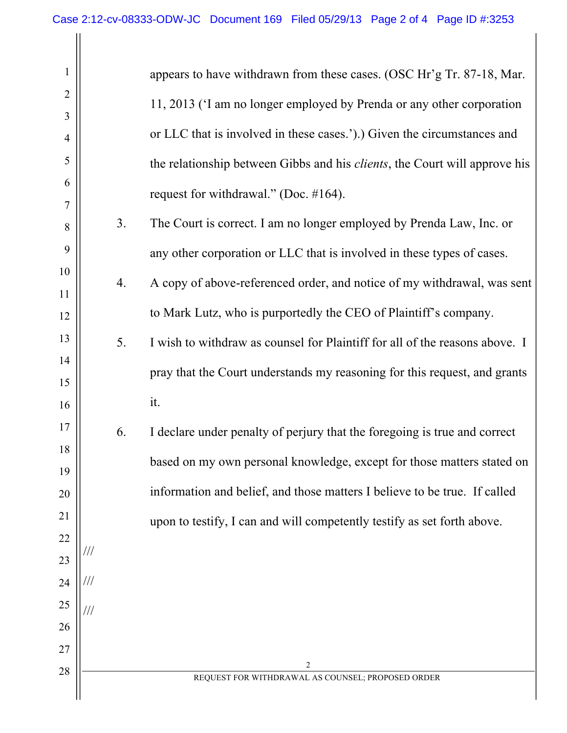appears to have withdrawn from these cases. (OSC Hr'g Tr. 87-18, Mar. 11, 2013 ('I am no longer employed by Prenda or any other corporation or LLC that is involved in these cases.').) Given the circumstances and the relationship between Gibbs and his *clients*, the Court will approve his request for withdrawal." (Doc. #164).

3. The Court is correct. I am no longer employed by Prenda Law, Inc. or any other corporation or LLC that is involved in these types of cases.

4. A copy of above-referenced order, and notice of my withdrawal, was sent to Mark Lutz, who is purportedly the CEO of Plaintiff's company.

5. I wish to withdraw as counsel for Plaintiff for all of the reasons above. I pray that the Court understands my reasoning for this request, and grants it.

6. I declare under penalty of perjury that the foregoing is true and correct based on my own personal knowledge, except for those matters stated on information and belief, and those matters I believe to be true. If called upon to testify, I can and will competently testify as set forth above.

///

///

///

REQUEST FOR WITHDRAWAL AS COUNSEL; PROPOSED ORDER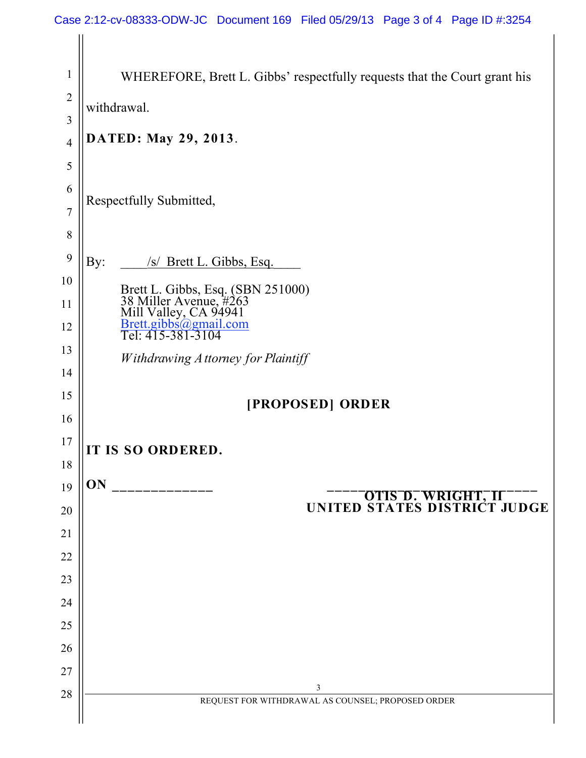WHEREFORE, Brett L. Gibbs' respectfully requests that the Court grant his withdrawal.

**DATED: May 29, 2013**.

Respectfully Submitted,

By: ____/s/ Brett L. Gibbs, Esq.____

Brett L. Gibbs, Esq. (SBN 251000)
38 Miller Avenue, #263
Mill Valley, CA 94941
Brett.gibbs@gmail.com
Tel: 415-381-3104

*Withdrawing Attorney for Plaintiff*

**[PROPOSED] ORDER**

**IT IS SO ORDERED.**

**ON** _____________ ___________________________

**OTIS D. WRIGHT, II**
**UNITED STATES DISTRICT JUDGE**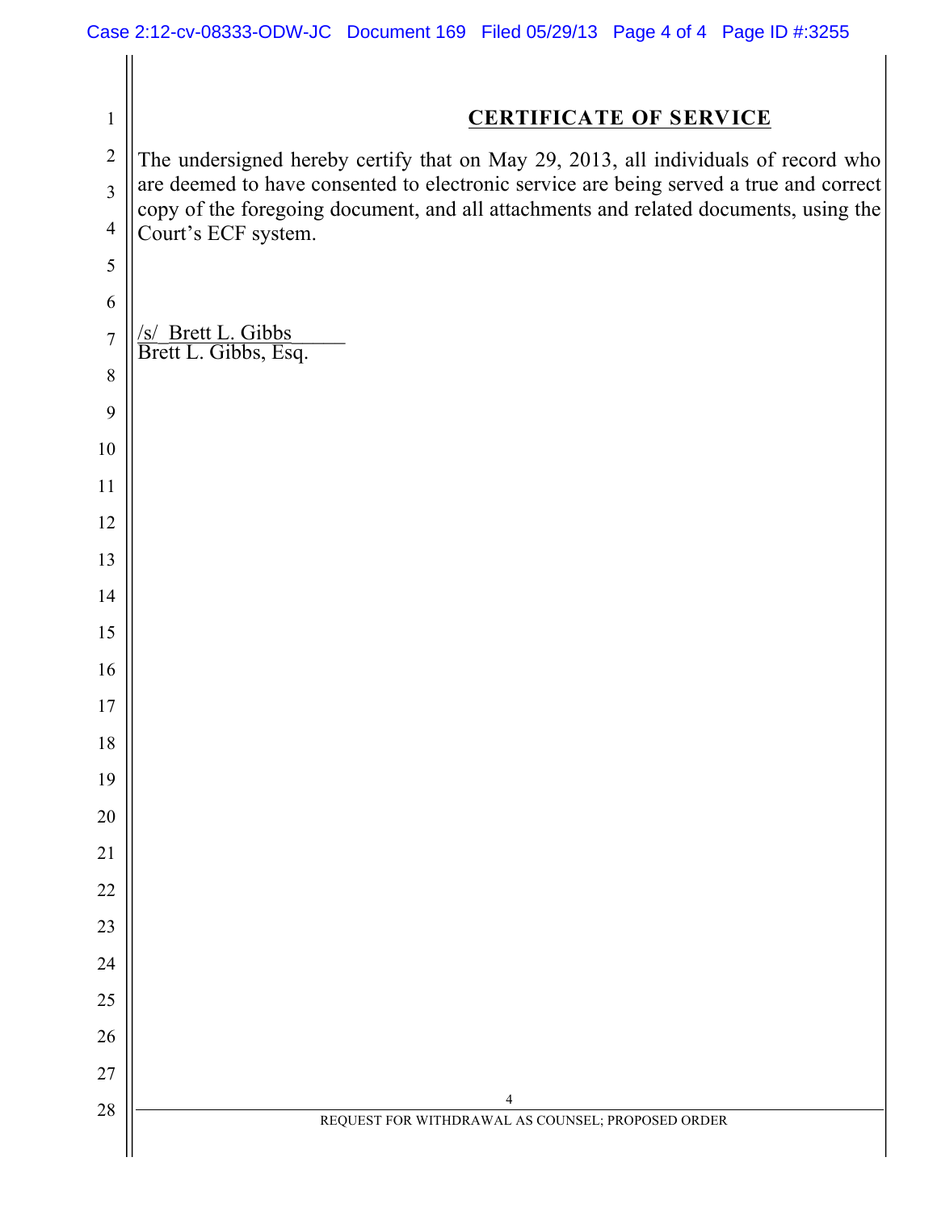## CERTIFICATE OF SERVICE

The undersigned hereby certify that on May 29, 2013, all individuals of record who are deemed to have consented to electronic service are being served a true and correct copy of the foregoing document, and all attachments and related documents, using the Court's ECF system.

/s/ Brett L. Gibbs
Brett L. Gibbs, Esq.

REQUEST FOR WITHDRAWAL AS COUNSEL; PROPOSED ORDER